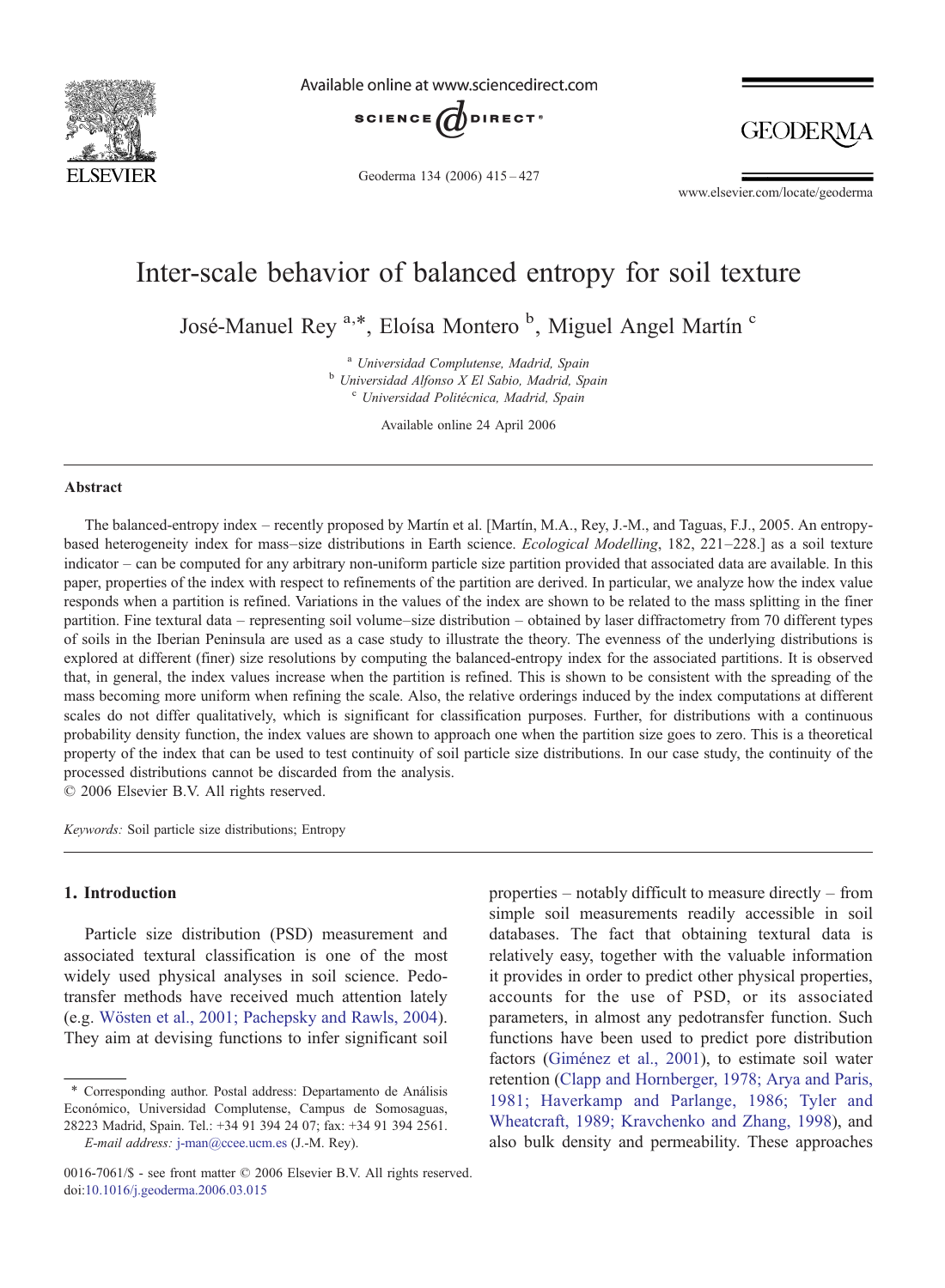# Inter-scale behavior of balanced entropy for soil texture

José-Manuel Rey [a,*], Eloísa Montero [b], Miguel Angel Martín [c]

[a] *Universidad Complutense, Madrid, Spain*
[b] *Universidad Alfonso X El Sabio, Madrid, Spain*
[c] *Universidad Politécnica, Madrid, Spain*

Available online 24 April 2006

## Abstract

The balanced-entropy index – recently proposed by Martín et al. [Martín, M.A., Rey, J.-M., and Taguas, F.J., 2005. An entropy-based heterogeneity index for mass–size distributions in Earth science. *Ecological Modelling*, 182, 221–228.] as a soil texture indicator – can be computed for any arbitrary non-uniform particle size partition provided that associated data are available. In this paper, properties of the index with respect to refinements of the partition are derived. In particular, we analyze how the index value responds when a partition is refined. Variations in the values of the index are shown to be related to the mass splitting in the finer partition. Fine textural data – representing soil volume–size distribution – obtained by laser diffractometry from 70 different types of soils in the Iberian Peninsula are used as a case study to illustrate the theory. The evenness of the underlying distributions is explored at different (finer) size resolutions by computing the balanced-entropy index for the associated partitions. It is observed that, in general, the index values increase when the partition is refined. This is shown to be consistent with the spreading of the mass becoming more uniform when refining the scale. Also, the relative orderings induced by the index computations at different scales do not differ qualitatively, which is significant for classification purposes. Further, for distributions with a continuous probability density function, the index values are shown to approach one when the partition size goes to zero. This is a theoretical property of the index that can be used to test continuity of soil particle size distributions. In our case study, the continuity of the processed distributions cannot be discarded from the analysis.

© 2006 Elsevier B.V. All rights reserved.

*Keywords:* Soil particle size distributions; Entropy

## 1. Introduction

Particle size distribution (PSD) measurement and associated textural classification is one of the most widely used physical analyses in soil science. Pedotransfer methods have received much attention lately (e.g. Wösten et al., 2001; Pachepsky and Rawls, 2004). They aim at devising functions to infer significant soil properties – notably difficult to measure directly – from simple soil measurements readily accessible in soil databases. The fact that obtaining textural data is relatively easy, together with the valuable information it provides in order to predict other physical properties, accounts for the use of PSD, or its associated parameters, in almost any pedotransfer function. Such functions have been used to predict pore distribution factors (Giménez et al., 2001), to estimate soil water retention (Clapp and Hornberger, 1978; Arya and Paris, 1981; Haverkamp and Parlange, 1986; Tyler and Wheatcraft, 1989; Kravchenko and Zhang, 1998), and also bulk density and permeability. These approaches

---

\* Corresponding author. Postal address: Departamento de Análisis Económico, Universidad Complutense, Campus de Somosaguas, 28223 Madrid, Spain. Tel.: +34 91 394 24 07; fax: +34 91 394 2561.
*E-mail address:* j-man@ccee.ucm.es (J.-M. Rey).

0016-7061/$ - see front matter © 2006 Elsevier B.V. All rights reserved.
doi:10.1016/j.geoderma.2006.03.015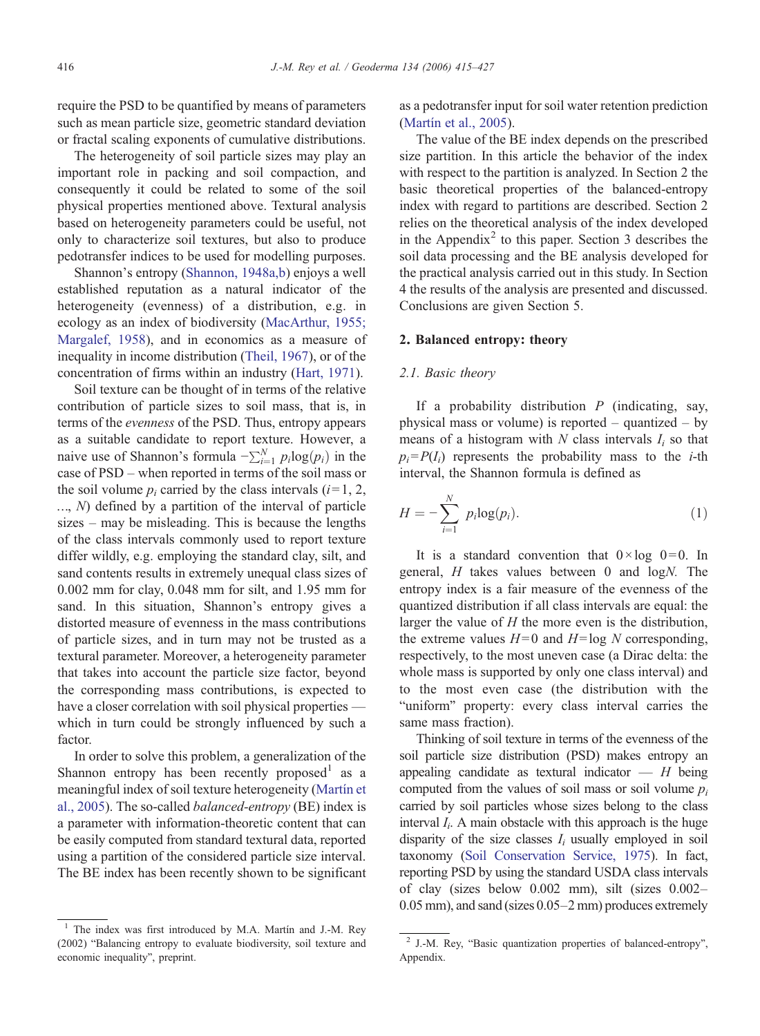require the PSD to be quantified by means of parameters such as mean particle size, geometric standard deviation or fractal scaling exponents of cumulative distributions.

The heterogeneity of soil particle sizes may play an important role in packing and soil compaction, and consequently it could be related to some of the soil physical properties mentioned above. Textural analysis based on heterogeneity parameters could be useful, not only to characterize soil textures, but also to produce pedotransfer indices to be used for modelling purposes.

Shannon's entropy (Shannon, 1948a,b) enjoys a well established reputation as a natural indicator of the heterogeneity (evenness) of a distribution, e.g. in ecology as an index of biodiversity (MacArthur, 1955; Margalef, 1958), and in economics as a measure of inequality in income distribution (Theil, 1967), or of the concentration of firms within an industry (Hart, 1971).

Soil texture can be thought of in terms of the relative contribution of particle sizes to soil mass, that is, in terms of the *evenness* of the PSD. Thus, entropy appears as a suitable candidate to report texture. However, a naive use of Shannon's formula $-\sum_{i=1}^{N} p_i \log(p_i)$ in the case of PSD – when reported in terms of the soil mass or the soil volume $p_i$ carried by the class intervals ($i$=1, 2, ..., $N$) defined by a partition of the interval of particle sizes – may be misleading. This is because the lengths of the class intervals commonly used to report texture differ wildly, e.g. employing the standard clay, silt, and sand contents results in extremely unequal class sizes of 0.002 mm for clay, 0.048 mm for silt, and 1.95 mm for sand. In this situation, Shannon's entropy gives a distorted measure of evenness in the mass contributions of particle sizes, and in turn may not be trusted as a textural parameter. Moreover, a heterogeneity parameter that takes into account the particle size factor, beyond the corresponding mass contributions, is expected to have a closer correlation with soil physical properties — which in turn could be strongly influenced by such a factor.

In order to solve this problem, a generalization of the Shannon entropy has been recently proposed[1] as a meaningful index of soil texture heterogeneity (Martín et al., 2005). The so-called *balanced-entropy* (BE) index is a parameter with information-theoretic content that can be easily computed from standard textural data, reported using a partition of the considered particle size interval. The BE index has been recently shown to be significant as a pedotransfer input for soil water retention prediction (Martín et al., 2005).

The value of the BE index depends on the prescribed size partition. In this article the behavior of the index with respect to the partition is analyzed. In Section 2 the basic theoretical properties of the balanced-entropy index with regard to partitions are described. Section 2 relies on the theoretical analysis of the index developed in the Appendix[2] to this paper. Section 3 describes the soil data processing and the BE analysis developed for the practical analysis carried out in this study. In Section 4 the results of the analysis are presented and discussed. Conclusions are given Section 5.

## 2. Balanced entropy: theory

### 2.1. Basic theory

If a probability distribution $P$ (indicating, say, physical mass or volume) is reported – quantized – by means of a histogram with $N$ class intervals $I_i$ so that $p_i=P(I_i)$ represents the probability mass to the $i$-th interval, the Shannon formula is defined as

$$H = -\sum_{i=1}^{N} p_i \log(p_i). \tag{1}$$

It is a standard convention that $0 \times \log\ 0 = 0$. In general, $H$ takes values between 0 and $\log N$. The entropy index is a fair measure of the evenness of the quantized distribution if all class intervals are equal: the larger the value of $H$ the more even is the distribution, the extreme values $H$=0 and $H$=log $N$ corresponding, respectively, to the most uneven case (a Dirac delta: the whole mass is supported by only one class interval) and to the most even case (the distribution with the "uniform" property: every class interval carries the same mass fraction).

Thinking of soil texture in terms of the evenness of the soil particle size distribution (PSD) makes entropy an appealing candidate as textural indicator — $H$ being computed from the values of soil mass or soil volume $p_i$ carried by soil particles whose sizes belong to the class interval $I_i$. A main obstacle with this approach is the huge disparity of the size classes $I_i$ usually employed in soil taxonomy (Soil Conservation Service, 1975). In fact, reporting PSD by using the standard USDA class intervals of clay (sizes below 0.002 mm), silt (sizes 0.002–0.05 mm), and sand (sizes 0.05–2 mm) produces extremely

[1] The index was first introduced by M.A. Martín and J.-M. Rey (2002) "Balancing entropy to evaluate biodiversity, soil texture and economic inequality", preprint.

[2] J.-M. Rey, "Basic quantization properties of balanced-entropy", Appendix.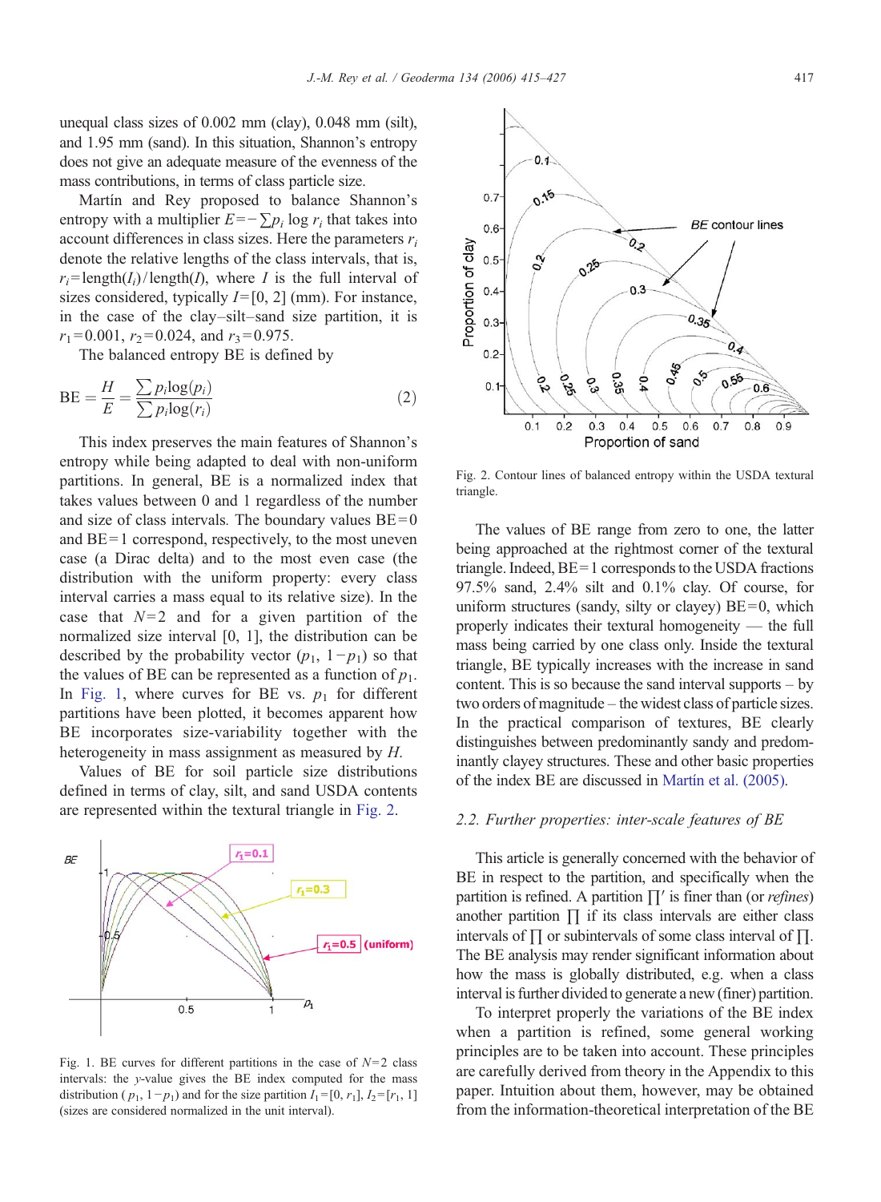unequal class sizes of 0.002 mm (clay), 0.048 mm (silt), and 1.95 mm (sand). In this situation, Shannon's entropy does not give an adequate measure of the evenness of the mass contributions, in terms of class particle size.

Martín and Rey proposed to balance Shannon's entropy with a multiplier $E = -\sum p_i \log r_i$ that takes into account differences in class sizes. Here the parameters $r_i$ denote the relative lengths of the class intervals, that is, $r_i = \text{length}(I_i)/\text{length}(I)$, where $I$ is the full interval of sizes considered, typically $I = [0, 2]$ (mm). For instance, in the case of the clay–silt–sand size partition, it is $r_1 = 0.001$, $r_2 = 0.024$, and $r_3 = 0.975$.

The balanced entropy BE is defined by

$$\text{BE} = \frac{H}{E} = \frac{\sum p_i \log(p_i)}{\sum p_i \log(r_i)} \tag{2}$$

This index preserves the main features of Shannon's entropy while being adapted to deal with non-uniform partitions. In general, BE is a normalized index that takes values between 0 and 1 regardless of the number and size of class intervals. The boundary values BE = 0 and BE = 1 correspond, respectively, to the most uneven case (a Dirac delta) and to the most even case (the distribution with the uniform property: every class interval carries a mass equal to its relative size). In the case that $N = 2$ and for a given partition of the normalized size interval [0, 1], the distribution can be described by the probability vector ($p_1$, $1 - p_1$) so that the values of BE can be represented as a function of $p_1$. In Fig. 1, where curves for BE vs. $p_1$ for different partitions have been plotted, it becomes apparent how BE incorporates size-variability together with the heterogeneity in mass assignment as measured by $H$.

Values of BE for soil particle size distributions defined in terms of clay, silt, and sand USDA contents are represented within the textural triangle in Fig. 2.

Fig. 1. BE curves for different partitions in the case of $N = 2$ class intervals: the $y$-value gives the BE index computed for the mass distribution ($p_1$, $1 - p_1$) and for the size partition $I_1 = [0, r_1]$, $I_2 = [r_1, 1]$ (sizes are considered normalized in the unit interval).

Fig. 2. Contour lines of balanced entropy within the USDA textural triangle.

The values of BE range from zero to one, the latter being approached at the rightmost corner of the textural triangle. Indeed, BE = 1 corresponds to the USDA fractions 97.5% sand, 2.4% silt and 0.1% clay. Of course, for uniform structures (sandy, silty or clayey) BE = 0, which properly indicates their textural homogeneity — the full mass being carried by one class only. Inside the textural triangle, BE typically increases with the increase in sand content. This is so because the sand interval supports – by two orders of magnitude – the widest class of particle sizes. In the practical comparison of textures, BE clearly distinguishes between predominantly sandy and predominantly clayey structures. These and other basic properties of the index BE are discussed in Martín et al. (2005).

### 2.2. Further properties: inter-scale features of BE

This article is generally concerned with the behavior of BE in respect to the partition, and specifically when the partition is refined. A partition $\prod'$ is finer than (or *refines*) another partition $\prod$ if its class intervals are either class intervals of $\prod$ or subintervals of some class interval of $\prod$. The BE analysis may render significant information about how the mass is globally distributed, e.g. when a class interval is further divided to generate a new (finer) partition.

To interpret properly the variations of the BE index when a partition is refined, some general working principles are to be taken into account. These principles are carefully derived from theory in the Appendix to this paper. Intuition about them, however, may be obtained from the information-theoretical interpretation of the BE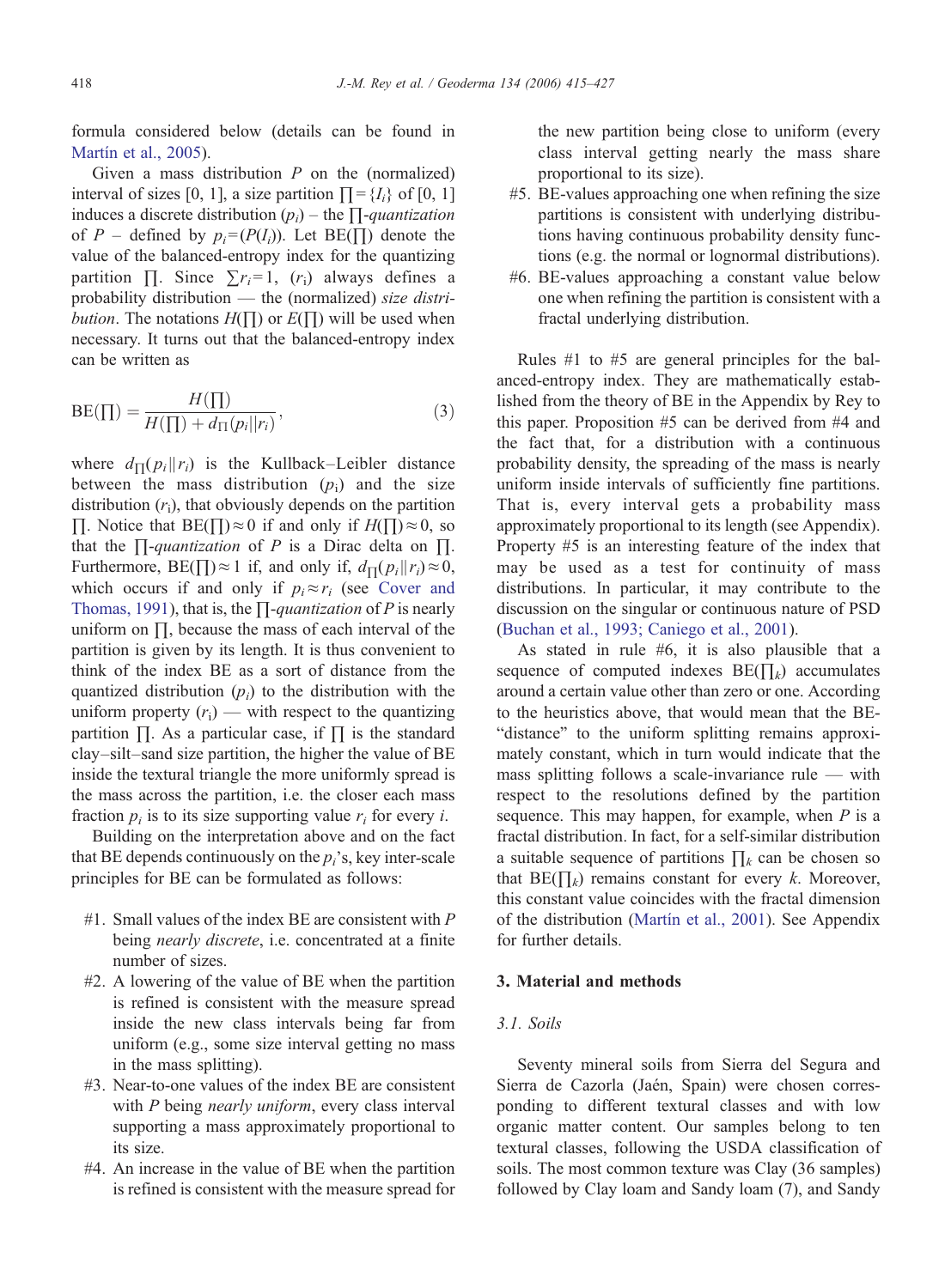formula considered below (details can be found in Martín et al., 2005).

Given a mass distribution $P$ on the (normalized) interval of sizes [0, 1], a size partition $\prod = \{I_i\}$ of [0, 1] induces a discrete distribution $(p_i)$ – the $\prod$-*quantization* of $P$ – defined by $p_i = (P(I_i))$. Let BE($\prod$) denote the value of the balanced-entropy index for the quantizing partition $\prod$. Since $\sum r_i = 1$, $(r_i)$ always defines a probability distribution — the (normalized) *size distribution*. The notations $H(\prod)$ or $E(\prod)$ will be used when necessary. It turns out that the balanced-entropy index can be written as

$$\mathrm{BE}(\textstyle\prod) = \frac{H(\prod)}{H(\prod) + d_{\prod}(p_i \| r_i)}, \tag{3}$$

where $d_{\prod}(p_i \| r_i)$ is the Kullback–Leibler distance between the mass distribution $(p_i)$ and the size distribution $(r_i)$, that obviously depends on the partition $\prod$. Notice that BE($\prod$)≈0 if and only if $H(\prod) \approx 0$, so that the $\prod$-*quantization* of $P$ is a Dirac delta on $\prod$. Furthermore, BE($\prod$)≈1 if, and only if, $d_{\prod}(p_i \| r_i) \approx 0$, which occurs if and only if $p_i \approx r_i$ (see Cover and Thomas, 1991), that is, the $\prod$-*quantization* of $P$ is nearly uniform on $\prod$, because the mass of each interval of the partition is given by its length. It is thus convenient to think of the index BE as a sort of distance from the quantized distribution $(p_i)$ to the distribution with the uniform property $(r_i)$ — with respect to the quantizing partition $\prod$. As a particular case, if $\prod$ is the standard clay–silt–sand size partition, the higher the value of BE inside the textural triangle the more uniformly spread is the mass across the partition, i.e. the closer each mass fraction $p_i$ is to its size supporting value $r_i$ for every $i$.

Building on the interpretation above and on the fact that BE depends continuously on the $p_i$'s, key inter-scale principles for BE can be formulated as follows:

- #1. Small values of the index BE are consistent with $P$ being *nearly discrete*, i.e. concentrated at a finite number of sizes.
- #2. A lowering of the value of BE when the partition is refined is consistent with the measure spread inside the new class intervals being far from uniform (e.g., some size interval getting no mass in the mass splitting).
- #3. Near-to-one values of the index BE are consistent with $P$ being *nearly uniform*, every class interval supporting a mass approximately proportional to its size.
- #4. An increase in the value of BE when the partition is refined is consistent with the measure spread for the new partition being close to uniform (every class interval getting nearly the mass share proportional to its size).
- #5. BE-values approaching one when refining the size partitions is consistent with underlying distributions having continuous probability density functions (e.g. the normal or lognormal distributions).
- #6. BE-values approaching a constant value below one when refining the partition is consistent with a fractal underlying distribution.

Rules #1 to #5 are general principles for the balanced-entropy index. They are mathematically established from the theory of BE in the Appendix by Rey to this paper. Proposition #5 can be derived from #4 and the fact that, for a distribution with a continuous probability density, the spreading of the mass is nearly uniform inside intervals of sufficiently fine partitions. That is, every interval gets a probability mass approximately proportional to its length (see Appendix). Property #5 is an interesting feature of the index that may be used as a test for continuity of mass distributions. In particular, it may contribute to the discussion on the singular or continuous nature of PSD (Buchan et al., 1993; Caniego et al., 2001).

As stated in rule #6, it is also plausible that a sequence of computed indexes BE($\prod_k$) accumulates around a certain value other than zero or one. According to the heuristics above, that would mean that the BE-"distance" to the uniform splitting remains approximately constant, which in turn would indicate that the mass splitting follows a scale-invariance rule — with respect to the resolutions defined by the partition sequence. This may happen, for example, when $P$ is a fractal distribution. In fact, for a self-similar distribution a suitable sequence of partitions $\prod_k$ can be chosen so that BE($\prod_k$) remains constant for every $k$. Moreover, this constant value coincides with the fractal dimension of the distribution (Martín et al., 2001). See Appendix for further details.

## 3. Material and methods

### 3.1. Soils

Seventy mineral soils from Sierra del Segura and Sierra de Cazorla (Jaén, Spain) were chosen corresponding to different textural classes and with low organic matter content. Our samples belong to ten textural classes, following the USDA classification of soils. The most common texture was Clay (36 samples) followed by Clay loam and Sandy loam (7), and Sandy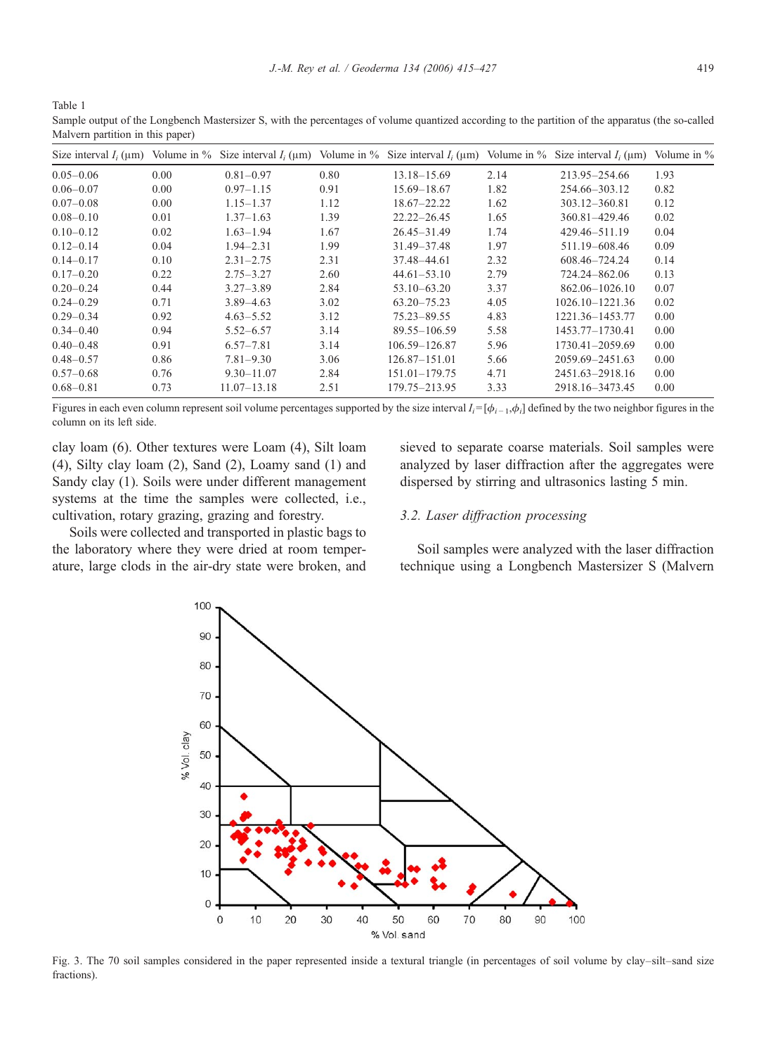Table 1
Sample output of the Longbench Mastersizer S, with the percentages of volume quantized according to the partition of the apparatus (the so-called Malvern partition in this paper)

| Size interval $I_i$ (μm) | Volume in % | Size interval $I_i$ (μm) | Volume in % | Size interval $I_i$ (μm) | Volume in % | Size interval $I_i$ (μm) | Volume in % |
|---|---|---|---|---|---|---|---|
| 0.05–0.06 | 0.00 | 0.81–0.97 | 0.80 | 13.18–15.69 | 2.14 | 213.95–254.66 | 1.93 |
| 0.06–0.07 | 0.00 | 0.97–1.15 | 0.91 | 15.69–18.67 | 1.82 | 254.66–303.12 | 0.82 |
| 0.07–0.08 | 0.00 | 1.15–1.37 | 1.12 | 18.67–22.22 | 1.62 | 303.12–360.81 | 0.12 |
| 0.08–0.10 | 0.01 | 1.37–1.63 | 1.39 | 22.22–26.45 | 1.65 | 360.81–429.46 | 0.02 |
| 0.10–0.12 | 0.02 | 1.63–1.94 | 1.67 | 26.45–31.49 | 1.74 | 429.46–511.19 | 0.04 |
| 0.12–0.14 | 0.04 | 1.94–2.31 | 1.99 | 31.49–37.48 | 1.97 | 511.19–608.46 | 0.09 |
| 0.14–0.17 | 0.10 | 2.31–2.75 | 2.31 | 37.48–44.61 | 2.32 | 608.46–724.24 | 0.14 |
| 0.17–0.20 | 0.22 | 2.75–3.27 | 2.60 | 44.61–53.10 | 2.79 | 724.24–862.06 | 0.13 |
| 0.20–0.24 | 0.44 | 3.27–3.89 | 2.84 | 53.10–63.20 | 3.37 | 862.06–1026.10 | 0.07 |
| 0.24–0.29 | 0.71 | 3.89–4.63 | 3.02 | 63.20–75.23 | 4.05 | 1026.10–1221.36 | 0.02 |
| 0.29–0.34 | 0.92 | 4.63–5.52 | 3.12 | 75.23–89.55 | 4.83 | 1221.36–1453.77 | 0.00 |
| 0.34–0.40 | 0.94 | 5.52–6.57 | 3.14 | 89.55–106.59 | 5.58 | 1453.77–1730.41 | 0.00 |
| 0.40–0.48 | 0.91 | 6.57–7.81 | 3.14 | 106.59–126.87 | 5.96 | 1730.41–2059.69 | 0.00 |
| 0.48–0.57 | 0.86 | 7.81–9.30 | 3.06 | 126.87–151.01 | 5.66 | 2059.69–2451.63 | 0.00 |
| 0.57–0.68 | 0.76 | 9.30–11.07 | 2.84 | 151.01–179.75 | 4.71 | 2451.63–2918.16 | 0.00 |
| 0.68–0.81 | 0.73 | 11.07–13.18 | 2.51 | 179.75–213.95 | 3.33 | 2918.16–3473.45 | 0.00 |

Figures in each even column represent soil volume percentages supported by the size interval $I_i=[\phi_{i-1},\phi_i]$ defined by the two neighbor figures in the column on its left side.

clay loam (6). Other textures were Loam (4), Silt loam (4), Silty clay loam (2), Sand (2), Loamy sand (1) and Sandy clay (1). Soils were under different management systems at the time the samples were collected, i.e., cultivation, rotary grazing, grazing and forestry.

Soils were collected and transported in plastic bags to the laboratory where they were dried at room temperature, large clods in the air-dry state were broken, and sieved to separate coarse materials. Soil samples were analyzed by laser diffraction after the aggregates were dispersed by stirring and ultrasonics lasting 5 min.

### 3.2. Laser diffraction processing

Soil samples were analyzed with the laser diffraction technique using a Longbench Mastersizer S (Malvern

Fig. 3. The 70 soil samples considered in the paper represented inside a textural triangle (in percentages of soil volume by clay–silt–sand size fractions).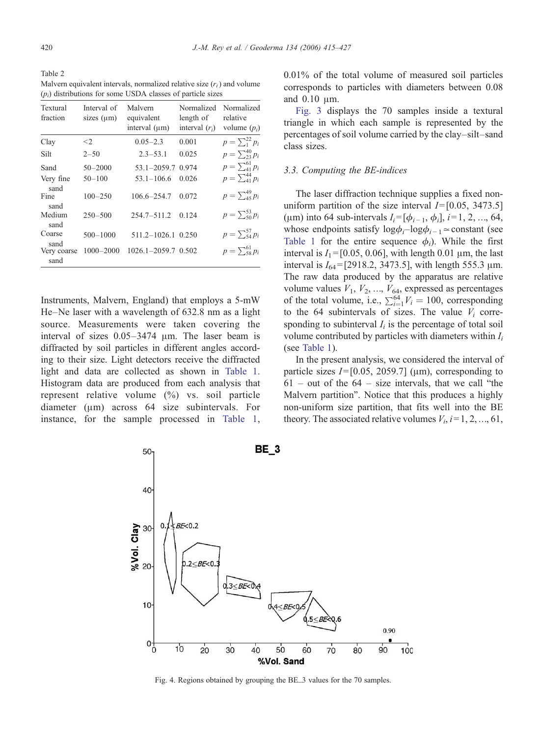Table 2
Malvern equivalent intervals, normalized relative size ($r_i$) and volume ($p_i$) distributions for some USDA classes of particle sizes

| Textural fraction | Interval of sizes (μm) | Malvern equivalent interval (μm) | Normalized length of interval ($r_i$) | Normalized relative volume ($p_i$) |
|---|---|---|---|---|
| Clay | <2 | 0.05–2.3 | 0.001 | $p=\sum_{1}^{22} p_i$ |
| Silt | 2–50 | 2.3–53.1 | 0.025 | $p=\sum_{23}^{40} p_i$ |
| Sand | 50–2000 | 53.1–2059.7 | 0.974 | $p=\sum_{41}^{61} p_i$ |
| Very fine sand | 50–100 | 53.1–106.6 | 0.026 | $p=\sum_{41}^{44} p_i$ |
| Fine sand | 100–250 | 106.6–254.7 | 0.072 | $p=\sum_{45}^{49} p_i$ |
| Medium sand | 250–500 | 254.7–511.2 | 0.124 | $p=\sum_{50}^{53} p_i$ |
| Coarse sand | 500–1000 | 511.2–1026.1 | 0.250 | $p=\sum_{54}^{57} p_i$ |
| Very coarse sand | 1000–2000 | 1026.1–2059.7 | 0.502 | $p=\sum_{58}^{61} p_i$ |

Instruments, Malvern, England) that employs a 5-mW He–Ne laser with a wavelength of 632.8 nm as a light source. Measurements were taken covering the interval of sizes 0.05–3474 μm. The laser beam is diffracted by soil particles in different angles according to their size. Light detectors receive the diffracted light and data are collected as shown in Table 1. Histogram data are produced from each analysis that represent relative volume (%) vs. soil particle diameter (μm) across 64 size subintervals. For instance, for the sample processed in Table 1, 0.01% of the total volume of measured soil particles corresponds to particles with diameters between 0.08 and 0.10 μm.

Fig. 3 displays the 70 samples inside a textural triangle in which each sample is represented by the percentages of soil volume carried by the clay–silt–sand class sizes.

### 3.3. Computing the BE-indices

The laser diffraction technique supplies a fixed non-uniform partition of the size interval $I=[0.05,\ 3473.5]$ (μm) into 64 sub-intervals $I_i=[\phi_{i-1},\ \phi_i]$, $i=1, 2, \ldots, 64$, whose endpoints satisfy $\log\phi_i - \log\phi_{i-1} \simeq$ constant (see Table 1 for the entire sequence $\phi_i$). While the first interval is $I_1=[0.05,\ 0.06]$, with length 0.01 μm, the last interval is $I_{64}=[2918.2,\ 3473.5]$, with length 555.3 μm. The raw data produced by the apparatus are relative volume values $V_1, V_2, \ldots, V_{64}$, expressed as percentages of the total volume, i.e., $\sum_{i=1}^{64} V_i = 100$, corresponding to the 64 subintervals of sizes. The value $V_i$ corresponding to subinterval $I_i$ is the percentage of total soil volume contributed by particles with diameters within $I_i$ (see Table 1).

In the present analysis, we considered the interval of particle sizes $I=[0.05,\ 2059.7]$ (μm), corresponding to 61 – out of the 64 – size intervals, that we call "the Malvern partition". Notice that this produces a highly non-uniform size partition, that fits well into the BE theory. The associated relative volumes $V_i$, $i=1, 2, \ldots, 61$,

Fig. 4. Regions obtained by grouping the BE_3 values for the 70 samples.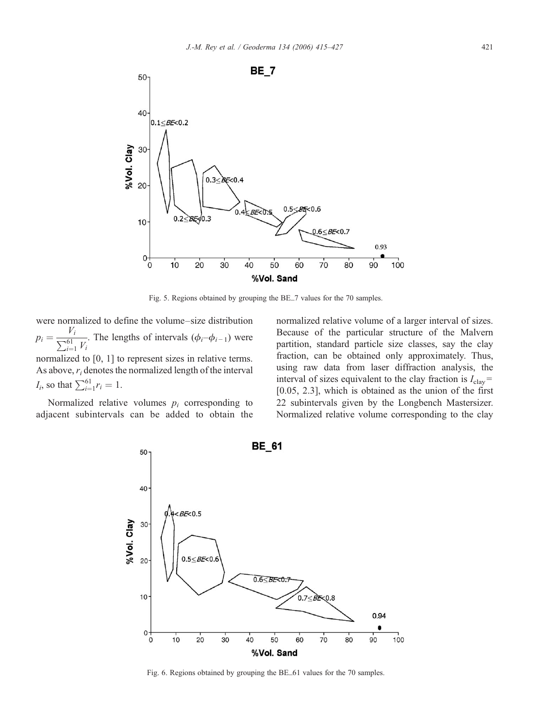Fig. 5. Regions obtained by grouping the BE_7 values for the 70 samples.

were normalized to define the volume–size distribution $p_i = \frac{V_i}{\sum_{i=1}^{61} V_i}$. The lengths of intervals ($\phi_i$–$\phi_{i-1}$) were normalized to [0, 1] to represent sizes in relative terms. As above, $r_i$ denotes the normalized length of the interval $I_i$, so that $\sum_{i=1}^{61} r_i = 1$.

Normalized relative volumes $p_i$ corresponding to adjacent subintervals can be added to obtain the normalized relative volume of a larger interval of sizes. Because of the particular structure of the Malvern partition, standard particle size classes, say the clay fraction, can be obtained only approximately. Thus, using raw data from laser diffraction analysis, the interval of sizes equivalent to the clay fraction is $I_{\text{clay}}$ = [0.05, 2.3], which is obtained as the union of the first 22 subintervals given by the Longbench Mastersizer. Normalized relative volume corresponding to the clay

Fig. 6. Regions obtained by grouping the BE_61 values for the 70 samples.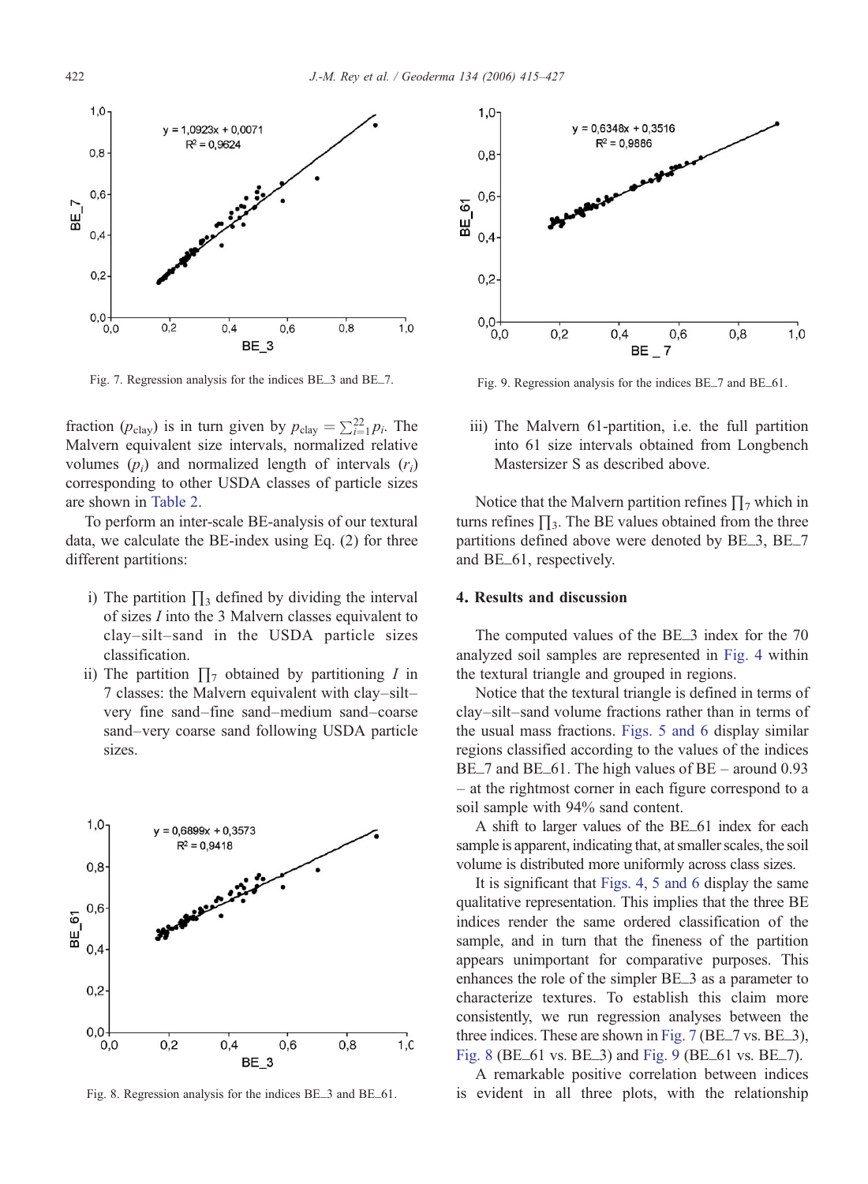Fig. 7. Regression analysis for the indices BE_3 and BE_7.

Fig. 9. Regression analysis for the indices BE_7 and BE_61.

fraction ($p_{\text{clay}}$) is in turn given by $p_{\text{clay}} = \sum_{i=1}^{22} p_i$. The Malvern equivalent size intervals, normalized relative volumes ($p_i$) and normalized length of intervals ($r_i$) corresponding to other USDA classes of particle sizes are shown in Table 2.

To perform an inter-scale BE-analysis of our textural data, we calculate the BE-index using Eq. (2) for three different partitions:

i) The partition $\prod_3$ defined by dividing the interval of sizes $I$ into the 3 Malvern classes equivalent to clay–silt–sand in the USDA particle sizes classification.
ii) The partition $\prod_7$ obtained by partitioning $I$ in 7 classes: the Malvern equivalent with clay–silt–very fine sand–fine sand–medium sand–coarse sand–very coarse sand following USDA particle sizes.
iii) The Malvern 61-partition, i.e. the full partition into 61 size intervals obtained from Longbench Mastersizer S as described above.

Notice that the Malvern partition refines $\prod_7$ which in turns refines $\prod_3$. The BE values obtained from the three partitions defined above were denoted by BE_3, BE_7 and BE_61, respectively.

Fig. 8. Regression analysis for the indices BE_3 and BE_61.

## 4. Results and discussion

The computed values of the BE_3 index for the 70 analyzed soil samples are represented in Fig. 4 within the textural triangle and grouped in regions.

Notice that the textural triangle is defined in terms of clay–silt–sand volume fractions rather than in terms of the usual mass fractions. Figs. 5 and 6 display similar regions classified according to the values of the indices BE_7 and BE_61. The high values of BE – around 0.93 – at the rightmost corner in each figure correspond to a soil sample with 94% sand content.

A shift to larger values of the BE_61 index for each sample is apparent, indicating that, at smaller scales, the soil volume is distributed more uniformly across class sizes.

It is significant that Figs. 4, 5 and 6 display the same qualitative representation. This implies that the three BE indices render the same ordered classification of the sample, and in turn that the fineness of the partition appears unimportant for comparative purposes. This enhances the role of the simpler BE_3 as a parameter to characterize textures. To establish this claim more consistently, we run regression analyses between the three indices. These are shown in Fig. 7 (BE_7 vs. BE_3), Fig. 8 (BE_61 vs. BE_3) and Fig. 9 (BE_61 vs. BE_7).

A remarkable positive correlation between indices is evident in all three plots, with the relationship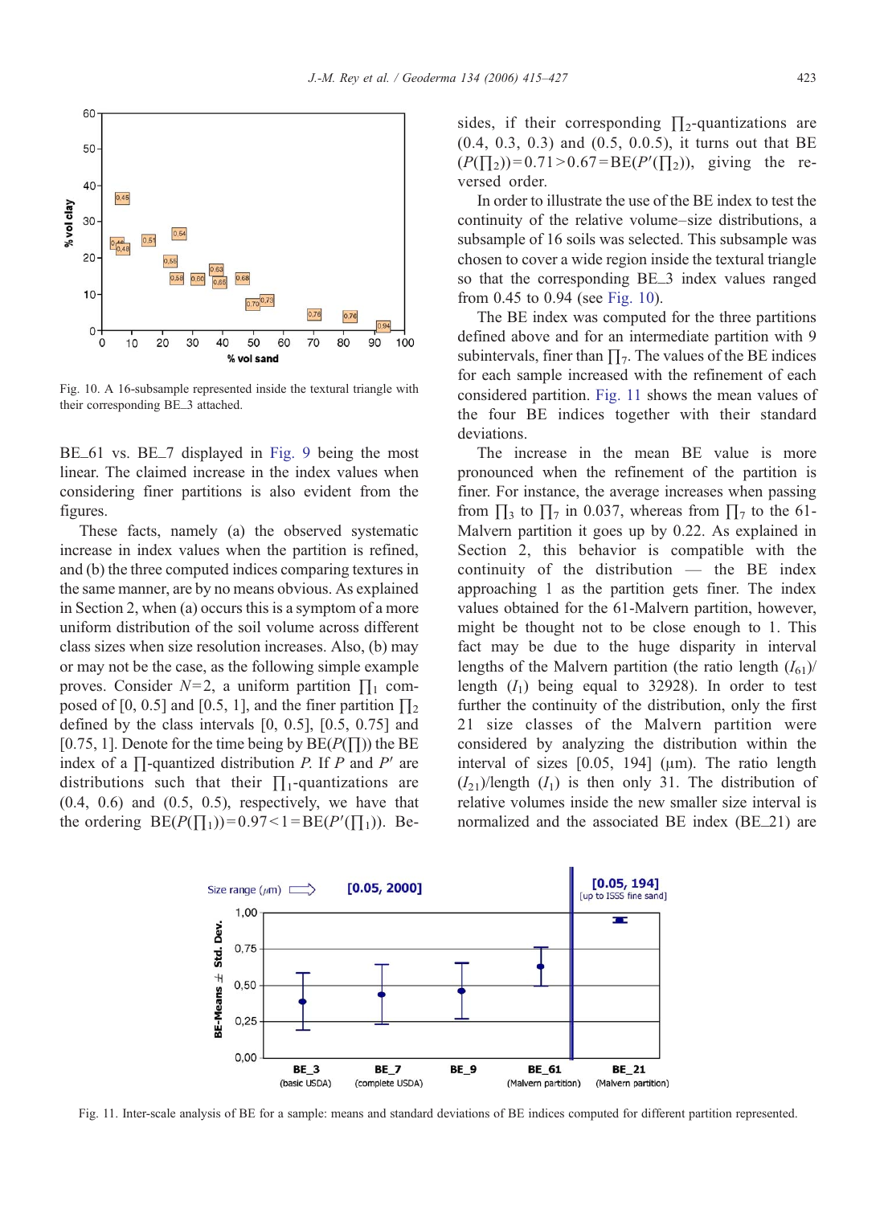Fig. 10. A 16-subsample represented inside the textural triangle with their corresponding BE_3 attached.

BE_61 vs. BE_7 displayed in Fig. 9 being the most linear. The claimed increase in the index values when considering finer partitions is also evident from the figures.

These facts, namely (a) the observed systematic increase in index values when the partition is refined, and (b) the three computed indices comparing textures in the same manner, are by no means obvious. As explained in Section 2, when (a) occurs this is a symptom of a more uniform distribution of the soil volume across different class sizes when size resolution increases. Also, (b) may or may not be the case, as the following simple example proves. Consider $N=2$, a uniform partition $\prod_1$ composed of [0, 0.5] and [0.5, 1], and the finer partition $\prod_2$ defined by the class intervals [0, 0.5], [0.5, 0.75] and [0.75, 1]. Denote for the time being by $\mathrm{BE}(P(\prod))$ the BE index of a $\prod$-quantized distribution $P$. If $P$ and $P'$ are distributions such that their $\prod_1$-quantizations are (0.4, 0.6) and (0.5, 0.5), respectively, we have that the ordering $\mathrm{BE}(P(\prod_1))=0.97<1=\mathrm{BE}(P'(\prod_1))$. Besides, if their corresponding $\prod_2$-quantizations are (0.4, 0.3, 0.3) and (0.5, 0.0.5), it turns out that $\mathrm{BE}(P(\prod_2))=0.71>0.67=\mathrm{BE}(P'(\prod_2))$, giving the reversed order.

In order to illustrate the use of the BE index to test the continuity of the relative volume–size distributions, a subsample of 16 soils was selected. This subsample was chosen to cover a wide region inside the textural triangle so that the corresponding BE_3 index values ranged from 0.45 to 0.94 (see Fig. 10).

The BE index was computed for the three partitions defined above and for an intermediate partition with 9 subintervals, finer than $\prod_7$. The values of the BE indices for each sample increased with the refinement of each considered partition. Fig. 11 shows the mean values of the four BE indices together with their standard deviations.

The increase in the mean BE value is more pronounced when the refinement of the partition is finer. For instance, the average increases when passing from $\prod_3$ to $\prod_7$ in 0.037, whereas from $\prod_7$ to the 61-Malvern partition it goes up by 0.22. As explained in Section 2, this behavior is compatible with the continuity of the distribution — the BE index approaching 1 as the partition gets finer. The index values obtained for the 61-Malvern partition, however, might be thought not to be close enough to 1. This fact may be due to the huge disparity in interval lengths of the Malvern partition (the ratio length $(I_{61})$/length $(I_1)$ being equal to 32928). In order to test further the continuity of the distribution, only the first 21 size classes of the Malvern partition were considered by analyzing the distribution within the interval of sizes [0.05, 194] (μm). The ratio length $(I_{21})$/length $(I_1)$ is then only 31. The distribution of relative volumes inside the new smaller size interval is normalized and the associated BE index (BE_21) are

Fig. 11. Inter-scale analysis of BE for a sample: means and standard deviations of BE indices computed for different partition represented.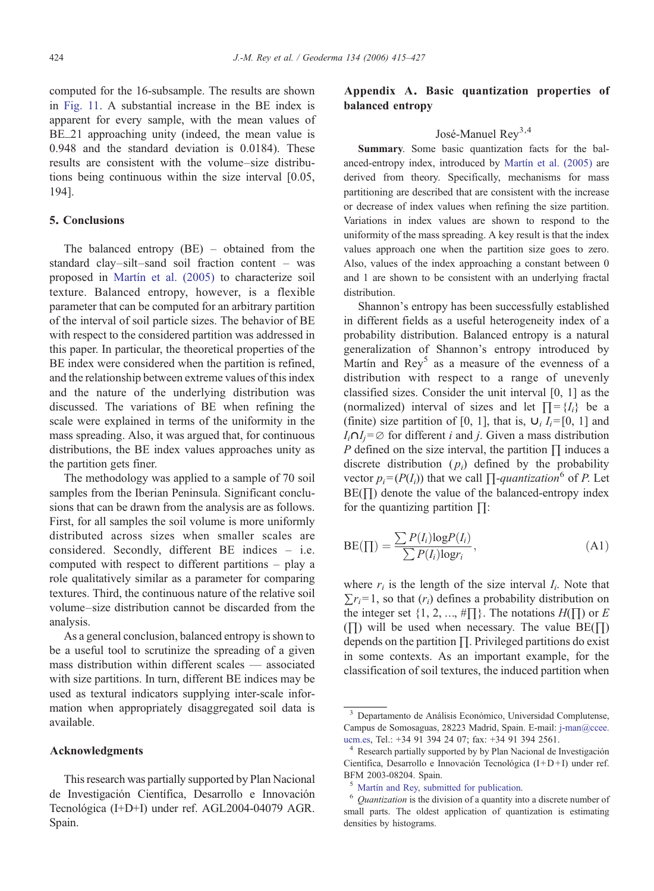computed for the 16-subsample. The results are shown in Fig. 11. A substantial increase in the BE index is apparent for every sample, with the mean values of BE_21 approaching unity (indeed, the mean value is 0.948 and the standard deviation is 0.0184). These results are consistent with the volume–size distributions being continuous within the size interval [0.05, 194].

## 5. Conclusions

The balanced entropy (BE) – obtained from the standard clay–silt–sand soil fraction content – was proposed in Martín et al. (2005) to characterize soil texture. Balanced entropy, however, is a flexible parameter that can be computed for an arbitrary partition of the interval of soil particle sizes. The behavior of BE with respect to the considered partition was addressed in this paper. In particular, the theoretical properties of the BE index were considered when the partition is refined, and the relationship between extreme values of this index and the nature of the underlying distribution was discussed. The variations of BE when refining the scale were explained in terms of the uniformity in the mass spreading. Also, it was argued that, for continuous distributions, the BE index values approaches unity as the partition gets finer.

The methodology was applied to a sample of 70 soil samples from the Iberian Peninsula. Significant conclusions that can be drawn from the analysis are as follows. First, for all samples the soil volume is more uniformly distributed across sizes when smaller scales are considered. Secondly, different BE indices – i.e. computed with respect to different partitions – play a role qualitatively similar as a parameter for comparing textures. Third, the continuous nature of the relative soil volume–size distribution cannot be discarded from the analysis.

As a general conclusion, balanced entropy is shown to be a useful tool to scrutinize the spreading of a given mass distribution within different scales — associated with size partitions. In turn, different BE indices may be used as textural indicators supplying inter-scale information when appropriately disaggregated soil data is available.

## Acknowledgments

This research was partially supported by Plan Nacional de Investigación Científica, Desarrollo e Innovación Tecnológica (I+D+I) under ref. AGL2004-04079 AGR. Spain.

## Appendix A. Basic quantization properties of balanced entropy

José-Manuel Rey[3,4]

**Summary**. Some basic quantization facts for the balanced-entropy index, introduced by Martín et al. (2005) are derived from theory. Specifically, mechanisms for mass partitioning are described that are consistent with the increase or decrease of index values when refining the size partition. Variations in index values are shown to respond to the uniformity of the mass spreading. A key result is that the index values approach one when the partition size goes to zero. Also, values of the index approaching a constant between 0 and 1 are shown to be consistent with an underlying fractal distribution.

Shannon's entropy has been successfully established in different fields as a useful heterogeneity index of a probability distribution. Balanced entropy is a natural generalization of Shannon's entropy introduced by Martín and Rey[5] as a measure of the evenness of a distribution with respect to a range of unevenly classified sizes. Consider the unit interval [0, 1] as the (normalized) interval of sizes and let $\prod=\{I_i\}$ be a (finite) size partition of [0, 1], that is, $\cup_i I_i=[0, 1]$ and $I_i \cap I_j=\varnothing$ for different $i$ and $j$. Given a mass distribution $P$ defined on the size interval, the partition $\prod$ induces a discrete distribution $(p_i)$ defined by the probability vector $p_i=(P(I_i))$ that we call $\prod$-*quantization*[6] of $P$. Let $\mathrm{BE}(\prod)$ denote the value of the balanced-entropy index for the quantizing partition $\prod$:

$$\mathrm{BE}(\prod)=\frac{\sum P(I_i)\log P(I_i)}{\sum P(I_i)\log r_i}, \tag{A1}$$

where $r_i$ is the length of the size interval $I_i$. Note that $\sum r_i=1$, so that $(r_i)$ defines a probability distribution on the integer set $\{1, 2, \ldots, \#\prod\}$. The notations $H(\prod)$ or $E(\prod)$ will be used when necessary. The value $\mathrm{BE}(\prod)$ depends on the partition $\prod$. Privileged partitions do exist in some contexts. As an important example, for the classification of soil textures, the induced partition when

[3] Departamento de Análisis Económico, Universidad Complutense, Campus de Somosaguas, 28223 Madrid, Spain. E-mail: j-man@ccee.ucm.es, Tel.: +34 91 394 24 07; fax: +34 91 394 2561.

[4] Research partially supported by by Plan Nacional de Investigación Científica, Desarrollo e Innovación Tecnológica (I+D+I) under ref. BFM 2003-08204. Spain.

[5] Martín and Rey, submitted for publication.

[6] *Quantization* is the division of a quantity into a discrete number of small parts. The oldest application of quantization is estimating densities by histograms.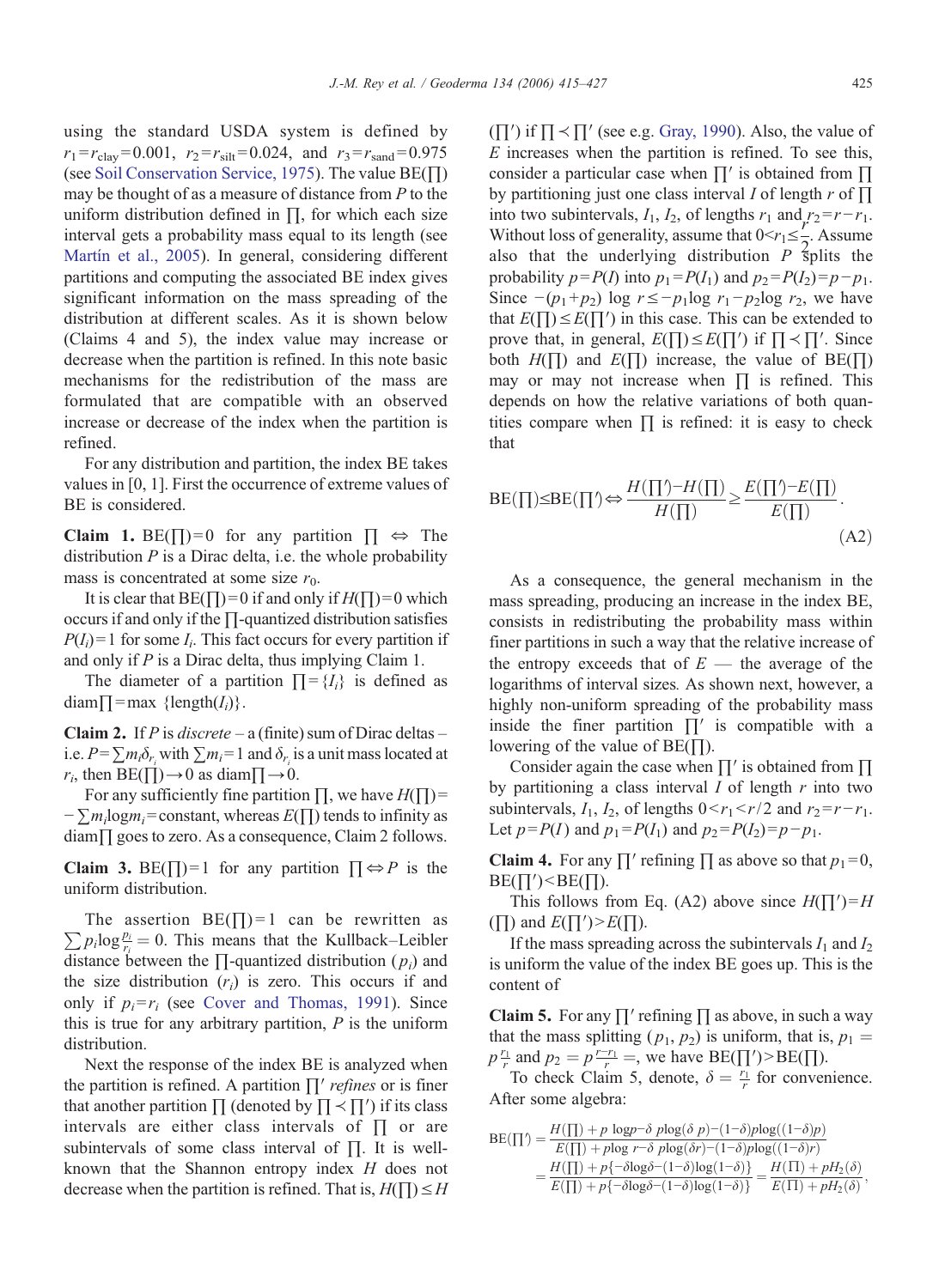using the standard USDA system is defined by $r_1 = r_{clay} = 0.001$, $r_2 = r_{silt} = 0.024$, and $r_3 = r_{sand} = 0.975$ (see Soil Conservation Service, 1975). The value BE($\prod$) may be thought of as a measure of distance from $P$ to the uniform distribution defined in $\prod$, for which each size interval gets a probability mass equal to its length (see Martín et al., 2005). In general, considering different partitions and computing the associated BE index gives significant information on the mass spreading of the distribution at different scales. As it is shown below (Claims 4 and 5), the index value may increase or decrease when the partition is refined. In this note basic mechanisms for the redistribution of the mass are formulated that are compatible with an observed increase or decrease of the index when the partition is refined.

For any distribution and partition, the index BE takes values in [0, 1]. First the occurrence of extreme values of BE is considered.

**Claim 1.** BE($\prod$) = 0 for any partition $\prod$ $\Leftrightarrow$ The distribution $P$ is a Dirac delta, i.e. the whole probability mass is concentrated at some size $r_0$.

It is clear that BE($\prod$) = 0 if and only if $H(\prod) = 0$ which occurs if and only if the $\prod$-quantized distribution satisfies $P(I_i) = 1$ for some $I_i$. This fact occurs for every partition if and only if $P$ is a Dirac delta, thus implying Claim 1.

The diameter of a partition $\prod = \{I_i\}$ is defined as diam$\prod$ = max {length($I_i$)}.

**Claim 2.** If $P$ is *discrete* – a (finite) sum of Dirac deltas – i.e. $P = \sum m_i \delta_{r_i}$ with $\sum m_i = 1$ and $\delta_{r_i}$ is a unit mass located at $r_i$, then BE($\prod$) $\to 0$ as diam$\prod \to 0$.

For any sufficiently fine partition $\prod$, we have $H(\prod) = -\sum m_i \log m_i$ = constant, whereas $E(\prod)$ tends to infinity as diam$\prod$ goes to zero. As a consequence, Claim 2 follows.

**Claim 3.** BE($\prod$) = 1 for any partition $\prod \Leftrightarrow P$ is the uniform distribution.

The assertion BE($\prod$) = 1 can be rewritten as $\sum p_i \log \frac{p_i}{r_i} = 0$. This means that the Kullback–Leibler distance between the $\prod$-quantized distribution ($p_i$) and the size distribution ($r_i$) is zero. This occurs if and only if $p_i = r_i$ (see Cover and Thomas, 1991). Since this is true for any arbitrary partition, $P$ is the uniform distribution.

Next the response of the index BE is analyzed when the partition is refined. A partition $\prod'$ *refines* or is finer that another partition $\prod$ (denoted by $\prod \prec \prod'$) if its class intervals are either class intervals of $\prod$ or are subintervals of some class interval of $\prod$. It is well-known that the Shannon entropy index $H$ does not decrease when the partition is refined. That is, $H(\prod) \leq H(\prod')$ if $\prod \prec \prod'$ (see e.g. Gray, 1990). Also, the value of $E$ increases when the partition is refined. To see this, consider a particular case when $\prod'$ is obtained from $\prod$ by partitioning just one class interval $I$ of length $r$ of $\prod$ into two subintervals, $I_1$, $I_2$, of lengths $r_1$ and $r_2 = r - r_1$. Without loss of generality, assume that $0 < r_1 \leq \frac{r}{2}$. Assume also that the underlying distribution $P$ splits the probability $p = P(I)$ into $p_1 = P(I_1)$ and $p_2 = P(I_2) = p - p_1$. Since $-(p_1 + p_2)\log r \leq -p_1 \log r_1 - p_2 \log r_2$, we have that $E(\prod) \leq E(\prod')$ in this case. This can be extended to prove that, in general, $E(\prod) \leq E(\prod')$ if $\prod \prec \prod'$. Since both $H(\prod)$ and $E(\prod)$ increase, the value of BE($\prod$) may or may not increase when $\prod$ is refined. This depends on how the relative variations of both quantities compare when $\prod$ is refined: it is easy to check that

$$\mathrm{BE}(\textstyle\prod) \leq \mathrm{BE}(\textstyle\prod') \Leftrightarrow \frac{H(\prod') - H(\prod)}{H(\prod)} \geq \frac{E(\prod') - E(\prod)}{E(\prod)}. \tag{A2}$$

As a consequence, the general mechanism in the mass spreading, producing an increase in the index BE, consists in redistributing the probability mass within finer partitions in such a way that the relative increase of the entropy exceeds that of $E$ — the average of the logarithms of interval sizes. As shown next, however, a highly non-uniform spreading of the probability mass inside the finer partition $\prod'$ is compatible with a lowering of the value of BE($\prod$).

Consider again the case when $\prod'$ is obtained from $\prod$ by partitioning a class interval $I$ of length $r$ into two subintervals, $I_1$, $I_2$, of lengths $0 < r_1 < r/2$ and $r_2 = r - r_1$. Let $p = P(I)$ and $p_1 = P(I_1)$ and $p_2 = P(I_2) = p - p_1$.

**Claim 4.** For any $\prod'$ refining $\prod$ as above so that $p_1 = 0$, BE($\prod'$) < BE($\prod$).

This follows from Eq. (A2) above since $H(\prod') = H(\prod)$ and $E(\prod') > E(\prod)$.

If the mass spreading across the subintervals $I_1$ and $I_2$ is uniform the value of the index BE goes up. This is the content of

**Claim 5.** For any $\prod'$ refining $\prod$ as above, in such a way that the mass splitting ($p_1$, $p_2$) is uniform, that is, $p_1 = p\frac{r_1}{r}$ and $p_2 = p\frac{r - r_1}{r}$ =, we have BE($\prod'$) > BE($\prod$).

To check Claim 5, denote, $\delta = \frac{r_1}{r}$ for convenience. After some algebra:

$$\begin{aligned}\mathrm{BE}(\textstyle\prod') &= \frac{H(\prod) + p\ \log p - \delta\ p \log(\delta\ p) - (1-\delta) p \log((1-\delta)p)}{E(\prod) + p \log\ r - \delta\ p \log(\delta r) - (1-\delta) p \log((1-\delta) r)} \\ &= \frac{H(\prod) + p\{-\delta \log \delta - (1-\delta)\log(1-\delta)\}}{E(\prod) + p\{-\delta \log \delta - (1-\delta)\log(1-\delta)\}} = \frac{H(\Pi) + pH_2(\delta)}{E(\Pi) + pH_2(\delta)},\end{aligned}$$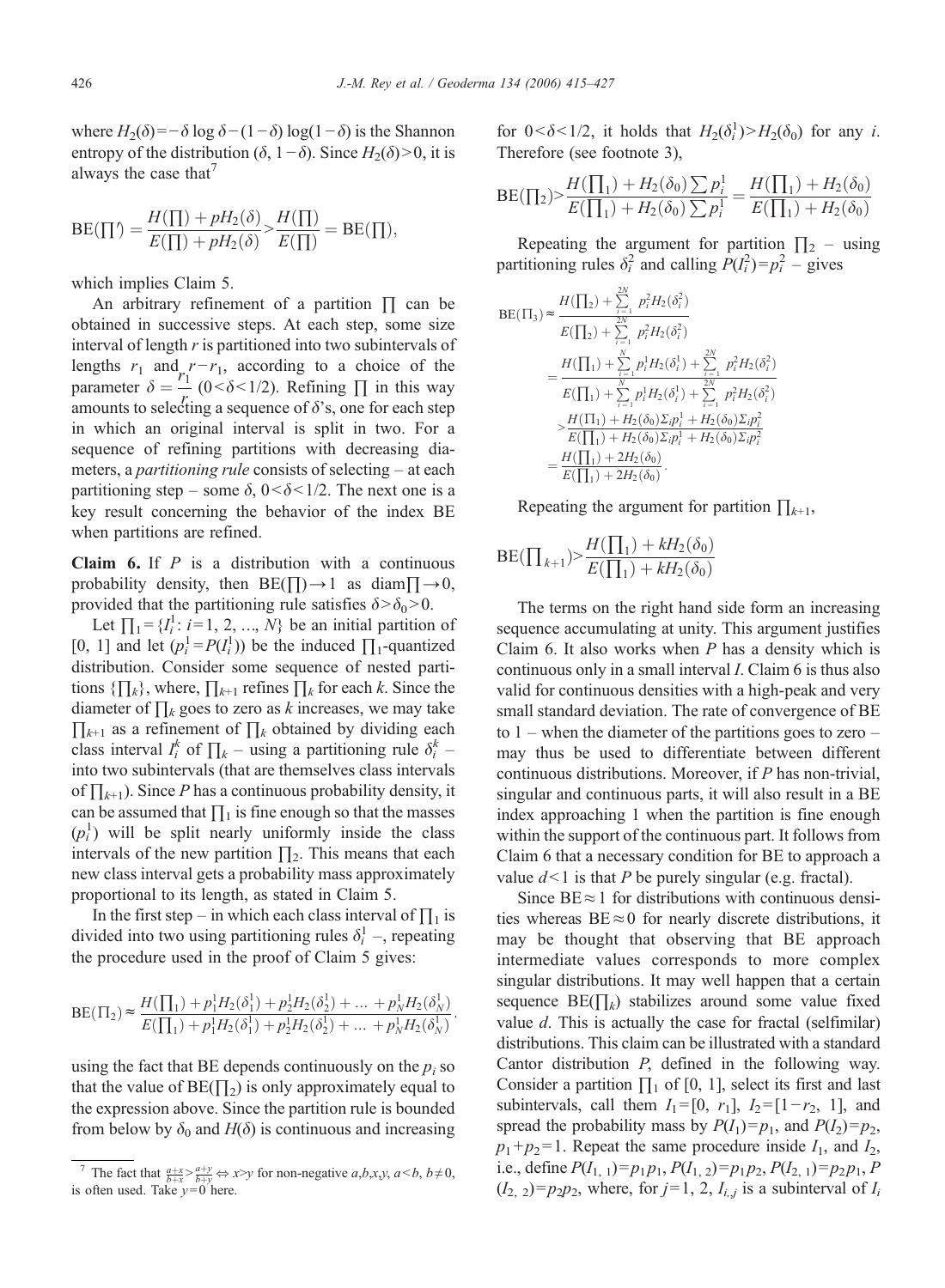where $H_2(\delta) = -\delta \log \delta - (1-\delta) \log(1-\delta)$ is the Shannon entropy of the distribution $(\delta, 1-\delta)$. Since $H_2(\delta) > 0$, it is always the case that[7]

$$\mathrm{BE}(\prod') = \frac{H(\prod) + pH_2(\delta)}{E(\prod) + pH_2(\delta)} > \frac{H(\prod)}{E(\prod)} = \mathrm{BE}(\prod),$$

which implies Claim 5.

An arbitrary refinement of a partition $\prod$ can be obtained in successive steps. At each step, some size interval of length $r$ is partitioned into two subintervals of lengths $r_1$ and $r - r_1$, according to a choice of the parameter $\delta = \frac{r_1}{r}$ $(0 < \delta < 1/2)$. Refining $\prod$ in this way amounts to selecting a sequence of $\delta$'s, one for each step in which an original interval is split in two. For a sequence of refining partitions with decreasing diameters, a *partitioning rule* consists of selecting – at each partitioning step – some $\delta$, $0 < \delta < 1/2$. The next one is a key result concerning the behavior of the index BE when partitions are refined.

**Claim 6.** If $P$ is a distribution with a continuous probability density, then $\mathrm{BE}(\prod) \to 1$ as $\mathrm{diam}\prod \to 0$, provided that the partitioning rule satisfies $\delta > \delta_0 > 0$.

Let $\prod_1 = \{I_i^1 : i = 1, 2, \ldots, N\}$ be an initial partition of [0, 1] and let $(p_i^1 = P(I_i^1))$ be the induced $\prod_1$-quantized distribution. Consider some sequence of nested partitions $\{\prod_k\}$, where, $\prod_{k+1}$ refines $\prod_k$ for each $k$. Since the diameter of $\prod_k$ goes to zero as $k$ increases, we may take $\prod_{k+1}$ as a refinement of $\prod_k$ obtained by dividing each class interval $I_i^k$ of $\prod_k$ – using a partitioning rule $\delta_i^k$ – into two subintervals (that are themselves class intervals of $\prod_{k+1}$). Since $P$ has a continuous probability density, it can be assumed that $\prod_1$ is fine enough so that the masses $(p_i^1)$ will be split nearly uniformly inside the class intervals of the new partition $\prod_2$. This means that each new class interval gets a probability mass approximately proportional to its length, as stated in Claim 5.

In the first step – in which each class interval of $\prod_1$ is divided into two using partitioning rules $\delta_i^1$ –, repeating the procedure used in the proof of Claim 5 gives:

$$\mathrm{BE}(\prod_2) \approx \frac{H(\prod_1) + p_1^1 H_2(\delta_1^1) + p_2^1 H_2(\delta_2^1) + \ldots + p_N^1 H_2(\delta_N^1)}{E(\prod_1) + p_1^1 H_2(\delta_1^1) + p_2^1 H_2(\delta_2^1) + \ldots + p_N^1 H_2(\delta_N^1)}.$$

using the fact that BE depends continuously on the $p_i$ so that the value of $\mathrm{BE}(\prod_2)$ is only approximately equal to the expression above. Since the partition rule is bounded from below by $\delta_0$ and $H(\delta)$ is continuous and increasing for $0 < \delta < 1/2$, it holds that $H_2(\delta_i^1) > H_2(\delta_0)$ for any $i$. Therefore (see footnote 3),

$$\mathrm{BE}(\prod_2) > \frac{H(\prod_1) + H_2(\delta_0)\sum p_i^1}{E(\prod_1) + H_2(\delta_0)\sum p_i^1} = \frac{H(\prod_1) + H_2(\delta_0)}{E(\prod_1) + H_2(\delta_0)}$$

Repeating the argument for partition $\prod_2$ – using partitioning rules $\delta_i^2$ and calling $P(I_i^2) = p_i^2$ – gives

$$\begin{aligned}
\mathrm{BE}(\Pi_3) &\approx \frac{H(\prod_2) + \sum_{i=1}^{2N} p_i^2 H_2(\delta_i^2)}{E(\prod_2) + \sum_{i=1}^{2N} p_i^2 H_2(\delta_i^2)} \\
&= \frac{H(\prod_1) + \sum_{i=1}^{N} p_i^1 H_2(\delta_i^1) + \sum_{i=1}^{2N} p_i^2 H_2(\delta_i^2)}{E(\prod_1) + \sum_{i=1}^{N} p_i^1 H_2(\delta_i^1) + \sum_{i=1}^{2N} p_i^2 H_2(\delta_i^2)} \\
&> \frac{H(\Pi_1) + H_2(\delta_0)\Sigma_i p_i^1 + H_2(\delta_0)\Sigma_i p_i^2}{E(\prod_1) + H_2(\delta_0)\Sigma_i p_i^1 + H_2(\delta_0)\Sigma_i p_i^2} \\
&= \frac{H(\prod_1) + 2H_2(\delta_0)}{E(\prod_1) + 2H_2(\delta_0)}.
\end{aligned}$$

Repeating the argument for partition $\prod_{k+1}$,

$$\mathrm{BE}(\prod_{k+1}) > \frac{H(\prod_1) + kH_2(\delta_0)}{E(\prod_1) + kH_2(\delta_0)}$$

The terms on the right hand side form an increasing sequence accumulating at unity. This argument justifies Claim 6. It also works when $P$ has a density which is continuous only in a small interval $I$. Claim 6 is thus also valid for continuous densities with a high-peak and very small standard deviation. The rate of convergence of BE to 1 – when the diameter of the partitions goes to zero – may thus be used to differentiate between different continuous distributions. Moreover, if $P$ has non-trivial, singular and continuous parts, it will also result in a BE index approaching 1 when the partition is fine enough within the support of the continuous part. It follows from Claim 6 that a necessary condition for BE to approach a value $d < 1$ is that $P$ be purely singular (e.g. fractal).

Since $\mathrm{BE} \approx 1$ for distributions with continuous densities whereas $\mathrm{BE} \approx 0$ for nearly discrete distributions, it may be thought that observing that BE approach intermediate values corresponds to more complex singular distributions. It may well happen that a certain sequence $\mathrm{BE}(\prod_k)$ stabilizes around some value fixed value $d$. This is actually the case for fractal (selfsimilar) distributions. This claim can be illustrated with a standard Cantor distribution $P$, defined in the following way. Consider a partition $\prod_1$ of [0, 1], select its first and last subintervals, call them $I_1 = [0, r_1]$, $I_2 = [1 - r_2, 1]$, and spread the probability mass by $P(I_1) = p_1$, and $P(I_2) = p_2$, $p_1 + p_2 = 1$. Repeat the same procedure inside $I_1$, and $I_2$, i.e., define $P(I_{1,1}) = p_1 p_1$, $P(I_{1,2}) = p_1 p_2$, $P(I_{2,1}) = p_2 p_1$, $P(I_{2,2}) = p_2 p_2$, where, for $j = 1, 2$, $I_{i,j}$ is a subinterval of $I_i$

[7] The fact that $\frac{a+x}{b+x} > \frac{a+y}{b+y} \Leftrightarrow x > y$ for non-negative $a,b,x,y$, $a < b$, $b \neq 0$, is often used. Take $y = 0$ here.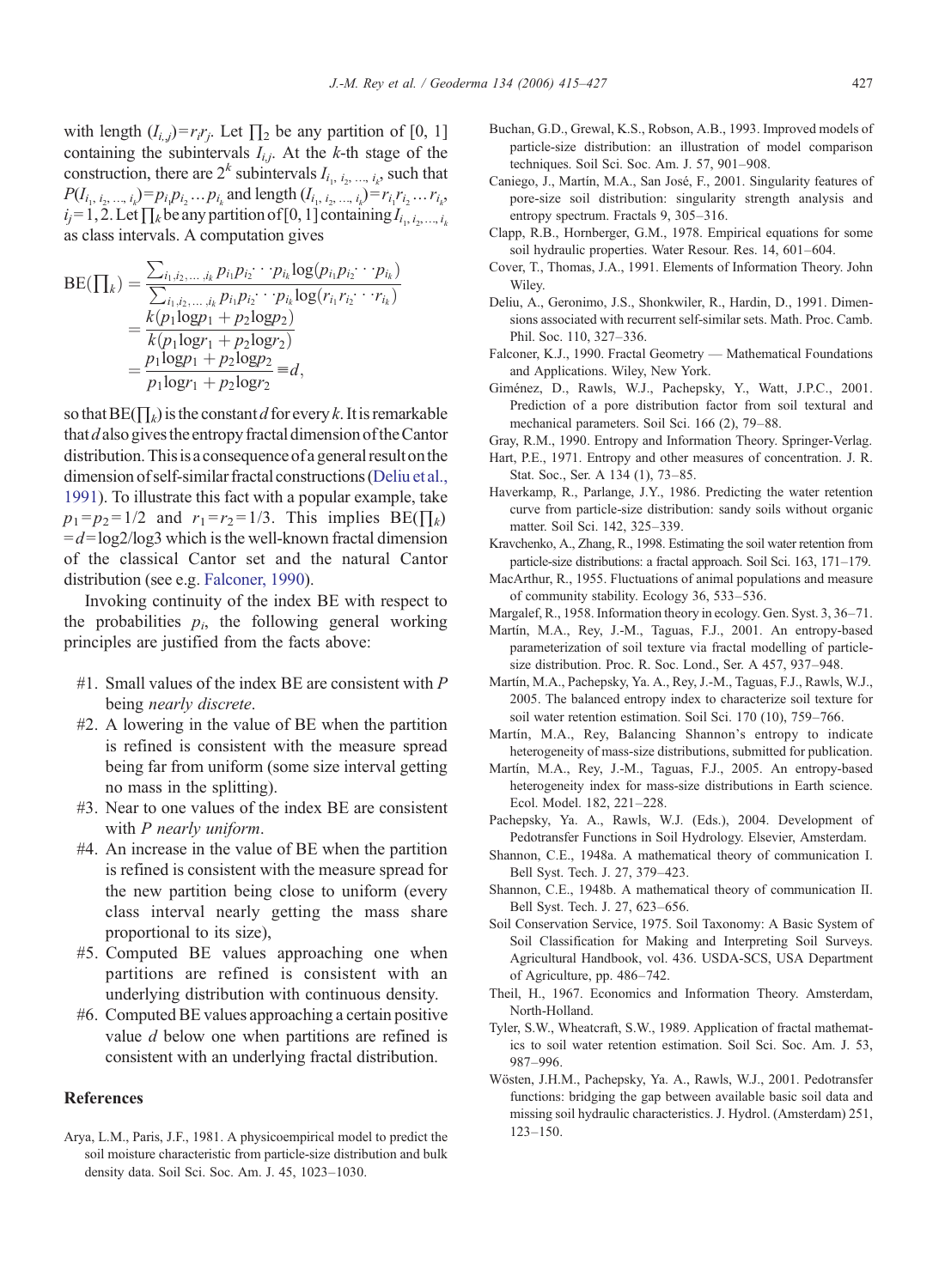with length $(I_{i,j})=r_i r_j$. Let $\prod_2$ be any partition of [0, 1] containing the subintervals $I_{i,j}$. At the $k$-th stage of the construction, there are $2^k$ subintervals $I_{i_1, i_2, \ldots, i_k}$ such that $P(I_{i_1, i_2, \ldots, i_k})=p_{i_1} p_{i_2} \ldots p_{i_k}$ and length $(I_{i_1, i_2, \ldots, i_k})=r_{i_1} r_{i_2} \ldots r_{i_k}$, $i_j=1, 2$. Let $\prod_k$ be any partition of [0, 1] containing $I_{i_1, i_2, \ldots, i_k}$ as class intervals. A computation gives

$$
\begin{aligned}
\mathrm{BE}\left(\prod_k\right) &= \frac{\sum_{i_1, i_2, \ldots, i_k} p_{i_1} p_{i_2} \cdots p_{i_k} \log(p_{i_1} p_{i_2} \cdots p_{i_k})}{\sum_{i_1, i_2, \ldots, i_k} p_{i_1} p_{i_2} \cdots p_{i_k} \log(r_{i_1} r_{i_2} \cdots r_{i_k})} \\
&= \frac{k(p_1 \log p_1 + p_2 \log p_2)}{k(p_1 \log r_1 + p_2 \log r_2)} \\
&= \frac{p_1 \log p_1 + p_2 \log p_2}{p_1 \log r_1 + p_2 \log r_2} \equiv d,
\end{aligned}
$$

so that $\mathrm{BE}(\prod_k)$ is the constant $d$ for every $k$. It is remarkable that $d$ also gives the entropy fractal dimension of the Cantor distribution. This is a consequence of a general result on the dimension of self-similar fractal constructions (Deliu et al., 1991). To illustrate this fact with a popular example, take $p_1=p_2=1/2$ and $r_1=r_2=1/3$. This implies $\mathrm{BE}(\prod_k)=d=\log 2/\log 3$ which is the well-known fractal dimension of the classical Cantor set and the natural Cantor distribution (see e.g. Falconer, 1990).

Invoking continuity of the index BE with respect to the probabilities $p_i$, the following general working principles are justified from the facts above:

- #1. Small values of the index BE are consistent with $P$ being *nearly discrete*.
- #2. A lowering in the value of BE when the partition is refined is consistent with the measure spread being far from uniform (some size interval getting no mass in the splitting).
- #3. Near to one values of the index BE are consistent with $P$ *nearly uniform*.
- #4. An increase in the value of BE when the partition is refined is consistent with the measure spread for the new partition being close to uniform (every class interval nearly getting the mass share proportional to its size),
- #5. Computed BE values approaching one when partitions are refined is consistent with an underlying distribution with continuous density.
- #6. Computed BE values approaching a certain positive value $d$ below one when partitions are refined is consistent with an underlying fractal distribution.

## References

Arya, L.M., Paris, J.F., 1981. A physicoempirical model to predict the soil moisture characteristic from particle-size distribution and bulk density data. Soil Sci. Soc. Am. J. 45, 1023–1030.

Buchan, G.D., Grewal, K.S., Robson, A.B., 1993. Improved models of particle-size distribution: an illustration of model comparison techniques. Soil Sci. Soc. Am. J. 57, 901–908.

Caniego, J., Martín, M.A., San José, F., 2001. Singularity features of pore-size soil distribution: singularity strength analysis and entropy spectrum. Fractals 9, 305–316.

Clapp, R.B., Hornberger, G.M., 1978. Empirical equations for some soil hydraulic properties. Water Resour. Res. 14, 601–604.

Cover, T., Thomas, J.A., 1991. Elements of Information Theory. John Wiley.

Deliu, A., Geronimo, J.S., Shonkwiler, R., Hardin, D., 1991. Dimensions associated with recurrent self-similar sets. Math. Proc. Camb. Phil. Soc. 110, 327–336.

Falconer, K.J., 1990. Fractal Geometry — Mathematical Foundations and Applications. Wiley, New York.

Giménez, D., Rawls, W.J., Pachepsky, Y., Watt, J.P.C., 2001. Prediction of a pore distribution factor from soil textural and mechanical parameters. Soil Sci. 166 (2), 79–88.

Gray, R.M., 1990. Entropy and Information Theory. Springer-Verlag.

Hart, P.E., 1971. Entropy and other measures of concentration. J. R. Stat. Soc., Ser. A 134 (1), 73–85.

Haverkamp, R., Parlange, J.Y., 1986. Predicting the water retention curve from particle-size distribution: sandy soils without organic matter. Soil Sci. 142, 325–339.

Kravchenko, A., Zhang, R., 1998. Estimating the soil water retention from particle-size distributions: a fractal approach. Soil Sci. 163, 171–179.

MacArthur, R., 1955. Fluctuations of animal populations and measure of community stability. Ecology 36, 533–536.

Margalef, R., 1958. Information theory in ecology. Gen. Syst. 3, 36–71.

Martín, M.A., Rey, J.-M., Taguas, F.J., 2001. An entropy-based parameterization of soil texture via fractal modelling of particle-size distribution. Proc. R. Soc. Lond., Ser. A 457, 937–948.

Martín, M.A., Pachepsky, Ya. A., Rey, J.-M., Taguas, F.J., Rawls, W.J., 2005. The balanced entropy index to characterize soil texture for soil water retention estimation. Soil Sci. 170 (10), 759–766.

Martín, M.A., Rey, Balancing Shannon's entropy to indicate heterogeneity of mass-size distributions, submitted for publication.

Martín, M.A., Rey, J.-M., Taguas, F.J., 2005. An entropy-based heterogeneity index for mass-size distributions in Earth science. Ecol. Model. 182, 221–228.

Pachepsky, Ya. A., Rawls, W.J. (Eds.), 2004. Development of Pedotransfer Functions in Soil Hydrology. Elsevier, Amsterdam.

Shannon, C.E., 1948a. A mathematical theory of communication I. Bell Syst. Tech. J. 27, 379–423.

Shannon, C.E., 1948b. A mathematical theory of communication II. Bell Syst. Tech. J. 27, 623–656.

Soil Conservation Service, 1975. Soil Taxonomy: A Basic System of Soil Classification for Making and Interpreting Soil Surveys. Agricultural Handbook, vol. 436. USDA-SCS, USDA Department of Agriculture, pp. 486–742.

Theil, H., 1967. Economics and Information Theory. Amsterdam, North-Holland.

Tyler, S.W., Wheatcraft, S.W., 1989. Application of fractal mathematics to soil water retention estimation. Soil Sci. Soc. Am. J. 53, 987–996.

Wösten, J.H.M., Pachepsky, Ya. A., Rawls, W.J., 2001. Pedotransfer functions: bridging the gap between available basic soil data and missing soil hydraulic characteristics. J. Hydrol. (Amsterdam) 251, 123–150.